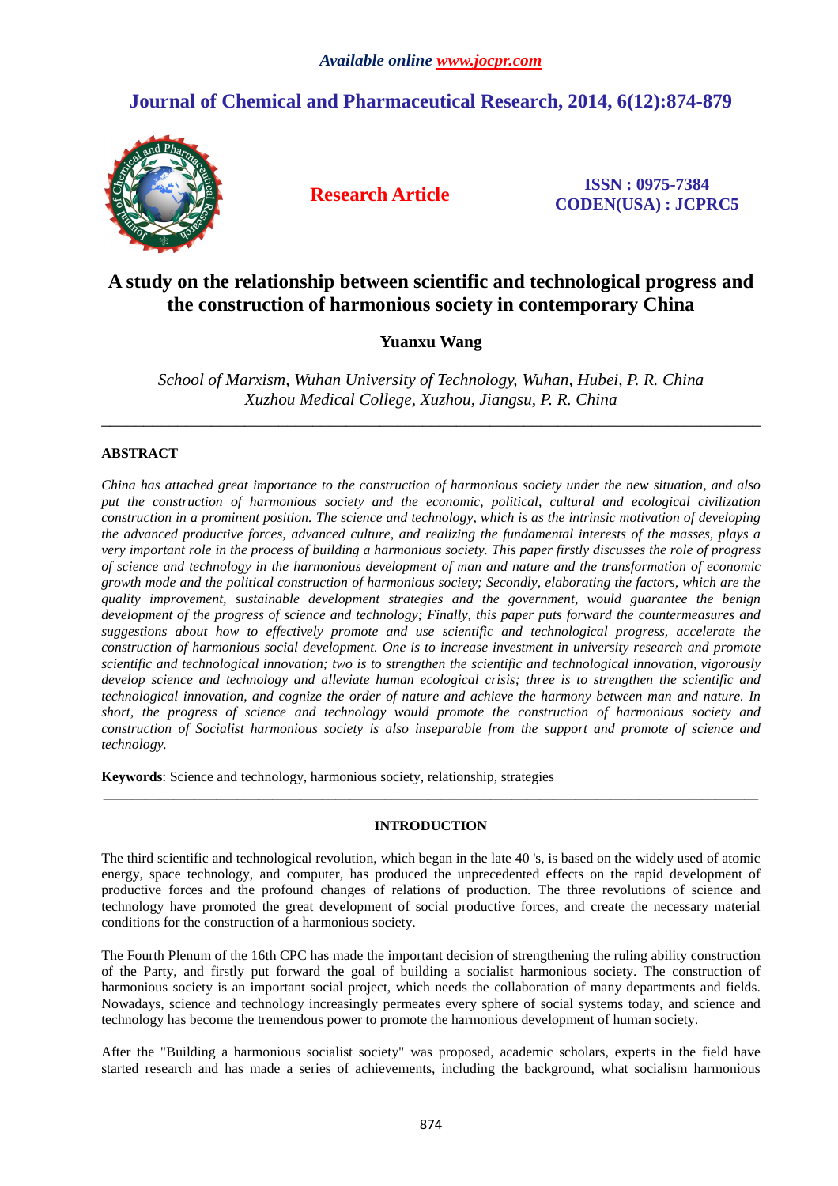*Available online www.jocpr.com*

# Journal of Chemical and Pharmaceutical Research, 2014, 6(12):874-879

**Research Article**

**ISSN : 0975-7384**
**CODEN(USA) : JCPRC5**

# A study on the relationship between scientific and technological progress and the construction of harmonious society in contemporary China

**Yuanxu Wang**

*School of Marxism, Wuhan University of Technology, Wuhan, Hubei, P. R. China*
*Xuzhou Medical College, Xuzhou, Jiangsu, P. R. China*

---

## ABSTRACT

*China has attached great importance to the construction of harmonious society under the new situation, and also put the construction of harmonious society and the economic, political, cultural and ecological civilization construction in a prominent position. The science and technology, which is as the intrinsic motivation of developing the advanced productive forces, advanced culture, and realizing the fundamental interests of the masses, plays a very important role in the process of building a harmonious society. This paper firstly discusses the role of progress of science and technology in the harmonious development of man and nature and the transformation of economic growth mode and the political construction of harmonious society; Secondly, elaborating the factors, which are the quality improvement, sustainable development strategies and the government, would guarantee the benign development of the progress of science and technology; Finally, this paper puts forward the countermeasures and suggestions about how to effectively promote and use scientific and technological progress, accelerate the construction of harmonious social development. One is to increase investment in university research and promote scientific and technological innovation; two is to strengthen the scientific and technological innovation, vigorously develop science and technology and alleviate human ecological crisis; three is to strengthen the scientific and technological innovation, and cognize the order of nature and achieve the harmony between man and nature. In short, the progress of science and technology would promote the construction of harmonious society and construction of Socialist harmonious society is also inseparable from the support and promote of science and technology.*

**Keywords**: Science and technology, harmonious society, relationship, strategies

---

## INTRODUCTION

The third scientific and technological revolution, which began in the late 40 's, is based on the widely used of atomic energy, space technology, and computer, has produced the unprecedented effects on the rapid development of productive forces and the profound changes of relations of production. The three revolutions of science and technology have promoted the great development of social productive forces, and create the necessary material conditions for the construction of a harmonious society.

The Fourth Plenum of the 16th CPC has made the important decision of strengthening the ruling ability construction of the Party, and firstly put forward the goal of building a socialist harmonious society. The construction of harmonious society is an important social project, which needs the collaboration of many departments and fields. Nowadays, science and technology increasingly permeates every sphere of social systems today, and science and technology has become the tremendous power to promote the harmonious development of human society.

After the "Building a harmonious socialist society" was proposed, academic scholars, experts in the field have started research and has made a series of achievements, including the background, what socialism harmonious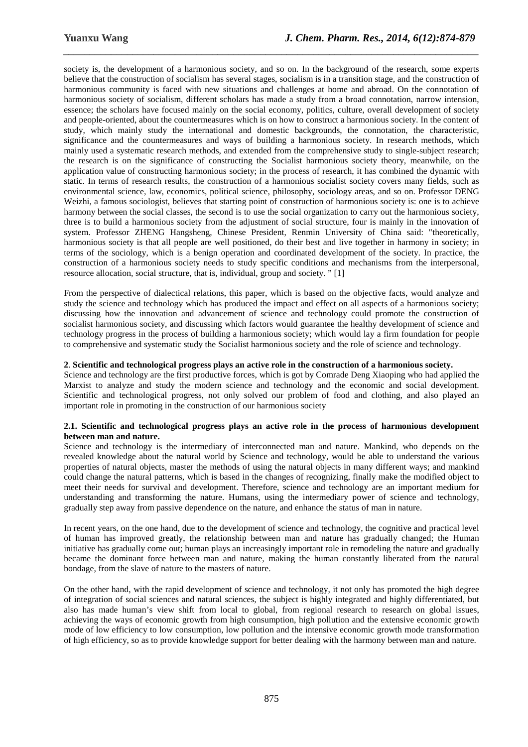society is, the development of a harmonious society, and so on. In the background of the research, some experts believe that the construction of socialism has several stages, socialism is in a transition stage, and the construction of harmonious community is faced with new situations and challenges at home and abroad. On the connotation of harmonious society of socialism, different scholars has made a study from a broad connotation, narrow intension, essence; the scholars have focused mainly on the social economy, politics, culture, overall development of society and people-oriented, about the countermeasures which is on how to construct a harmonious society. In the content of study, which mainly study the international and domestic backgrounds, the connotation, the characteristic, significance and the countermeasures and ways of building a harmonious society. In research methods, which mainly used a systematic research methods, and extended from the comprehensive study to single-subject research; the research is on the significance of constructing the Socialist harmonious society theory, meanwhile, on the application value of constructing harmonious society; in the process of research, it has combined the dynamic with static. In terms of research results, the construction of a harmonious socialist society covers many fields, such as environmental science, law, economics, political science, philosophy, sociology areas, and so on. Professor DENG Weizhi, a famous sociologist, believes that starting point of construction of harmonious society is: one is to achieve harmony between the social classes, the second is to use the social organization to carry out the harmonious society, three is to build a harmonious society from the adjustment of social structure, four is mainly in the innovation of system. Professor ZHENG Hangsheng, Chinese President, Renmin University of China said: "theoretically, harmonious society is that all people are well positioned, do their best and live together in harmony in society; in terms of the sociology, which is a benign operation and coordinated development of the society. In practice, the construction of a harmonious society needs to study specific conditions and mechanisms from the interpersonal, resource allocation, social structure, that is, individual, group and society. " [1]

From the perspective of dialectical relations, this paper, which is based on the objective facts, would analyze and study the science and technology which has produced the impact and effect on all aspects of a harmonious society; discussing how the innovation and advancement of science and technology could promote the construction of socialist harmonious society, and discussing which factors would guarantee the healthy development of science and technology progress in the process of building a harmonious society; which would lay a firm foundation for people to comprehensive and systematic study the Socialist harmonious society and the role of science and technology.

## 2. Scientific and technological progress plays an active role in the construction of a harmonious society.

Science and technology are the first productive forces, which is got by Comrade Deng Xiaoping who had applied the Marxist to analyze and study the modern science and technology and the economic and social development. Scientific and technological progress, not only solved our problem of food and clothing, and also played an important role in promoting in the construction of our harmonious society

### 2.1. Scientific and technological progress plays an active role in the process of harmonious development between man and nature.

Science and technology is the intermediary of interconnected man and nature. Mankind, who depends on the revealed knowledge about the natural world by Science and technology, would be able to understand the various properties of natural objects, master the methods of using the natural objects in many different ways; and mankind could change the natural patterns, which is based in the changes of recognizing, finally make the modified object to meet their needs for survival and development. Therefore, science and technology are an important medium for understanding and transforming the nature. Humans, using the intermediary power of science and technology, gradually step away from passive dependence on the nature, and enhance the status of man in nature.

In recent years, on the one hand, due to the development of science and technology, the cognitive and practical level of human has improved greatly, the relationship between man and nature has gradually changed; the Human initiative has gradually come out; human plays an increasingly important role in remodeling the nature and gradually became the dominant force between man and nature, making the human constantly liberated from the natural bondage, from the slave of nature to the masters of nature.

On the other hand, with the rapid development of science and technology, it not only has promoted the high degree of integration of social sciences and natural sciences, the subject is highly integrated and highly differentiated, but also has made human's view shift from local to global, from regional research to research on global issues, achieving the ways of economic growth from high consumption, high pollution and the extensive economic growth mode of low efficiency to low consumption, low pollution and the intensive economic growth mode transformation of high efficiency, so as to provide knowledge support for better dealing with the harmony between man and nature.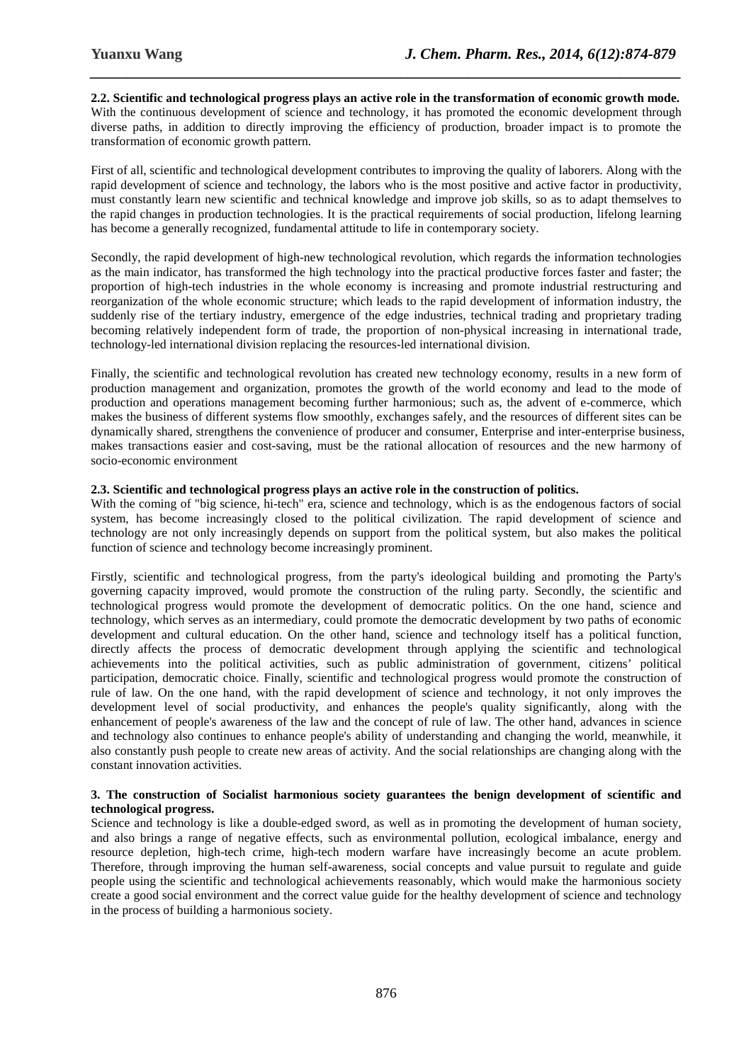**2.2. Scientific and technological progress plays an active role in the transformation of economic growth mode.**
With the continuous development of science and technology, it has promoted the economic development through diverse paths, in addition to directly improving the efficiency of production, broader impact is to promote the transformation of economic growth pattern.

First of all, scientific and technological development contributes to improving the quality of laborers. Along with the rapid development of science and technology, the labors who is the most positive and active factor in productivity, must constantly learn new scientific and technical knowledge and improve job skills, so as to adapt themselves to the rapid changes in production technologies. It is the practical requirements of social production, lifelong learning has become a generally recognized, fundamental attitude to life in contemporary society.

Secondly, the rapid development of high-new technological revolution, which regards the information technologies as the main indicator, has transformed the high technology into the practical productive forces faster and faster; the proportion of high-tech industries in the whole economy is increasing and promote industrial restructuring and reorganization of the whole economic structure; which leads to the rapid development of information industry, the suddenly rise of the tertiary industry, emergence of the edge industries, technical trading and proprietary trading becoming relatively independent form of trade, the proportion of non-physical increasing in international trade, technology-led international division replacing the resources-led international division.

Finally, the scientific and technological revolution has created new technology economy, results in a new form of production management and organization, promotes the growth of the world economy and lead to the mode of production and operations management becoming further harmonious; such as, the advent of e-commerce, which makes the business of different systems flow smoothly, exchanges safely, and the resources of different sites can be dynamically shared, strengthens the convenience of producer and consumer, Enterprise and inter-enterprise business, makes transactions easier and cost-saving, must be the rational allocation of resources and the new harmony of socio-economic environment

**2.3. Scientific and technological progress plays an active role in the construction of politics.**
With the coming of "big science, hi-tech" era, science and technology, which is as the endogenous factors of social system, has become increasingly closed to the political civilization. The rapid development of science and technology are not only increasingly depends on support from the political system, but also makes the political function of science and technology become increasingly prominent.

Firstly, scientific and technological progress, from the party's ideological building and promoting the Party's governing capacity improved, would promote the construction of the ruling party. Secondly, the scientific and technological progress would promote the development of democratic politics. On the one hand, science and technology, which serves as an intermediary, could promote the democratic development by two paths of economic development and cultural education. On the other hand, science and technology itself has a political function, directly affects the process of democratic development through applying the scientific and technological achievements into the political activities, such as public administration of government, citizens' political participation, democratic choice. Finally, scientific and technological progress would promote the construction of rule of law. On the one hand, with the rapid development of science and technology, it not only improves the development level of social productivity, and enhances the people's quality significantly, along with the enhancement of people's awareness of the law and the concept of rule of law. The other hand, advances in science and technology also continues to enhance people's ability of understanding and changing the world, meanwhile, it also constantly push people to create new areas of activity. And the social relationships are changing along with the constant innovation activities.

**3. The construction of Socialist harmonious society guarantees the benign development of scientific and technological progress.**
Science and technology is like a double-edged sword, as well as in promoting the development of human society, and also brings a range of negative effects, such as environmental pollution, ecological imbalance, energy and resource depletion, high-tech crime, high-tech modern warfare have increasingly become an acute problem. Therefore, through improving the human self-awareness, social concepts and value pursuit to regulate and guide people using the scientific and technological achievements reasonably, which would make the harmonious society create a good social environment and the correct value guide for the healthy development of science and technology in the process of building a harmonious society.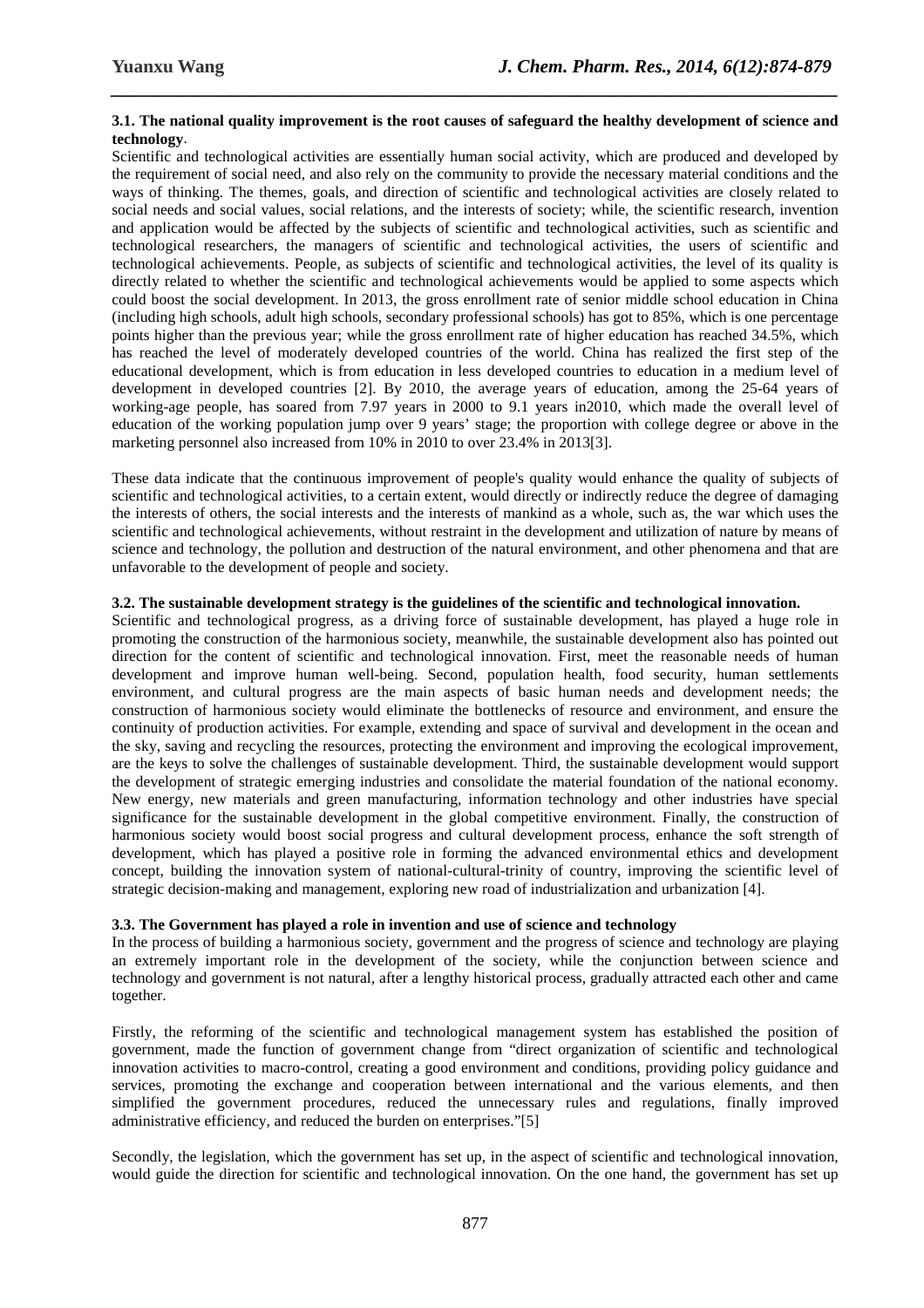**3.1. The national quality improvement is the root causes of safeguard the healthy development of science and technology**.

Scientific and technological activities are essentially human social activity, which are produced and developed by the requirement of social need, and also rely on the community to provide the necessary material conditions and the ways of thinking. The themes, goals, and direction of scientific and technological activities are closely related to social needs and social values, social relations, and the interests of society; while, the scientific research, invention and application would be affected by the subjects of scientific and technological activities, such as scientific and technological researchers, the managers of scientific and technological activities, the users of scientific and technological achievements. People, as subjects of scientific and technological activities, the level of its quality is directly related to whether the scientific and technological achievements would be applied to some aspects which could boost the social development. In 2013, the gross enrollment rate of senior middle school education in China (including high schools, adult high schools, secondary professional schools) has got to 85%, which is one percentage points higher than the previous year; while the gross enrollment rate of higher education has reached 34.5%, which has reached the level of moderately developed countries of the world. China has realized the first step of the educational development, which is from education in less developed countries to education in a medium level of development in developed countries [2]. By 2010, the average years of education, among the 25-64 years of working-age people, has soared from 7.97 years in 2000 to 9.1 years in2010, which made the overall level of education of the working population jump over 9 years' stage; the proportion with college degree or above in the marketing personnel also increased from 10% in 2010 to over 23.4% in 2013[3].

These data indicate that the continuous improvement of people's quality would enhance the quality of subjects of scientific and technological activities, to a certain extent, would directly or indirectly reduce the degree of damaging the interests of others, the social interests and the interests of mankind as a whole, such as, the war which uses the scientific and technological achievements, without restraint in the development and utilization of nature by means of science and technology, the pollution and destruction of the natural environment, and other phenomena and that are unfavorable to the development of people and society.

**3.2. The sustainable development strategy is the guidelines of the scientific and technological innovation.**

Scientific and technological progress, as a driving force of sustainable development, has played a huge role in promoting the construction of the harmonious society, meanwhile, the sustainable development also has pointed out direction for the content of scientific and technological innovation. First, meet the reasonable needs of human development and improve human well-being. Second, population health, food security, human settlements environment, and cultural progress are the main aspects of basic human needs and development needs; the construction of harmonious society would eliminate the bottlenecks of resource and environment, and ensure the continuity of production activities. For example, extending and space of survival and development in the ocean and the sky, saving and recycling the resources, protecting the environment and improving the ecological improvement, are the keys to solve the challenges of sustainable development. Third, the sustainable development would support the development of strategic emerging industries and consolidate the material foundation of the national economy. New energy, new materials and green manufacturing, information technology and other industries have special significance for the sustainable development in the global competitive environment. Finally, the construction of harmonious society would boost social progress and cultural development process, enhance the soft strength of development, which has played a positive role in forming the advanced environmental ethics and development concept, building the innovation system of national-cultural-trinity of country, improving the scientific level of strategic decision-making and management, exploring new road of industrialization and urbanization [4].

**3.3. The Government has played a role in invention and use of science and technology**

In the process of building a harmonious society, government and the progress of science and technology are playing an extremely important role in the development of the society, while the conjunction between science and technology and government is not natural, after a lengthy historical process, gradually attracted each other and came together.

Firstly, the reforming of the scientific and technological management system has established the position of government, made the function of government change from "direct organization of scientific and technological innovation activities to macro-control, creating a good environment and conditions, providing policy guidance and services, promoting the exchange and cooperation between international and the various elements, and then simplified the government procedures, reduced the unnecessary rules and regulations, finally improved administrative efficiency, and reduced the burden on enterprises."[5]

Secondly, the legislation, which the government has set up, in the aspect of scientific and technological innovation, would guide the direction for scientific and technological innovation. On the one hand, the government has set up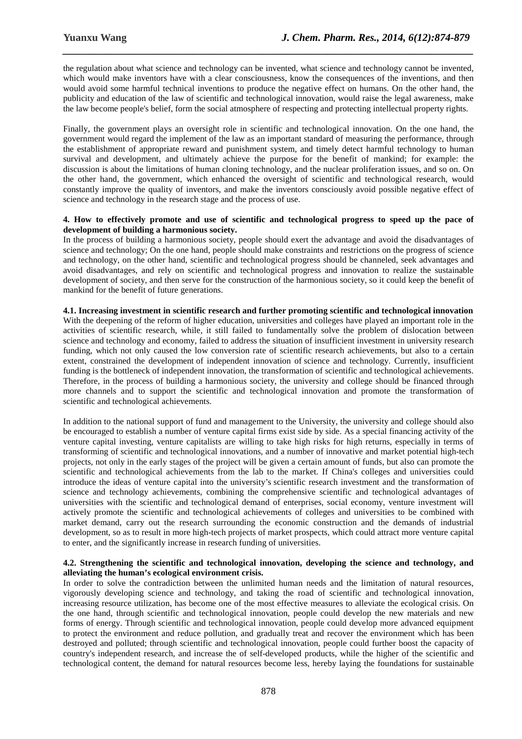the regulation about what science and technology can be invented, what science and technology cannot be invented, which would make inventors have with a clear consciousness, know the consequences of the inventions, and then would avoid some harmful technical inventions to produce the negative effect on humans. On the other hand, the publicity and education of the law of scientific and technological innovation, would raise the legal awareness, make the law become people's belief, form the social atmosphere of respecting and protecting intellectual property rights.

Finally, the government plays an oversight role in scientific and technological innovation. On the one hand, the government would regard the implement of the law as an important standard of measuring the performance, through the establishment of appropriate reward and punishment system, and timely detect harmful technology to human survival and development, and ultimately achieve the purpose for the benefit of mankind; for example: the discussion is about the limitations of human cloning technology, and the nuclear proliferation issues, and so on. On the other hand, the government, which enhanced the oversight of scientific and technological research, would constantly improve the quality of inventors, and make the inventors consciously avoid possible negative effect of science and technology in the research stage and the process of use.

## 4. How to effectively promote and use of scientific and technological progress to speed up the pace of development of building a harmonious society.

In the process of building a harmonious society, people should exert the advantage and avoid the disadvantages of science and technology; On the one hand, people should make constraints and restrictions on the progress of science and technology, on the other hand, scientific and technological progress should be channeled, seek advantages and avoid disadvantages, and rely on scientific and technological progress and innovation to realize the sustainable development of society, and then serve for the construction of the harmonious society, so it could keep the benefit of mankind for the benefit of future generations.

### 4.1. Increasing investment in scientific research and further promoting scientific and technological innovation

With the deepening of the reform of higher education, universities and colleges have played an important role in the activities of scientific research, while, it still failed to fundamentally solve the problem of dislocation between science and technology and economy, failed to address the situation of insufficient investment in university research funding, which not only caused the low conversion rate of scientific research achievements, but also to a certain extent, constrained the development of independent innovation of science and technology. Currently, insufficient funding is the bottleneck of independent innovation, the transformation of scientific and technological achievements. Therefore, in the process of building a harmonious society, the university and college should be financed through more channels and to support the scientific and technological innovation and promote the transformation of scientific and technological achievements.

In addition to the national support of fund and management to the University, the university and college should also be encouraged to establish a number of venture capital firms exist side by side. As a special financing activity of the venture capital investing, venture capitalists are willing to take high risks for high returns, especially in terms of transforming of scientific and technological innovations, and a number of innovative and market potential high-tech projects, not only in the early stages of the project will be given a certain amount of funds, but also can promote the scientific and technological achievements from the lab to the market. If China's colleges and universities could introduce the ideas of venture capital into the university's scientific research investment and the transformation of science and technology achievements, combining the comprehensive scientific and technological advantages of universities with the scientific and technological demand of enterprises, social economy, venture investment will actively promote the scientific and technological achievements of colleges and universities to be combined with market demand, carry out the research surrounding the economic construction and the demands of industrial development, so as to result in more high-tech projects of market prospects, which could attract more venture capital to enter, and the significantly increase in research funding of universities.

### 4.2. Strengthening the scientific and technological innovation, developing the science and technology, and alleviating the human's ecological environment crisis.

In order to solve the contradiction between the unlimited human needs and the limitation of natural resources, vigorously developing science and technology, and taking the road of scientific and technological innovation, increasing resource utilization, has become one of the most effective measures to alleviate the ecological crisis. On the one hand, through scientific and technological innovation, people could develop the new materials and new forms of energy. Through scientific and technological innovation, people could develop more advanced equipment to protect the environment and reduce pollution, and gradually treat and recover the environment which has been destroyed and polluted; through scientific and technological innovation, people could further boost the capacity of country's independent research, and increase the of self-developed products, while the higher of the scientific and technological content, the demand for natural resources become less, hereby laying the foundations for sustainable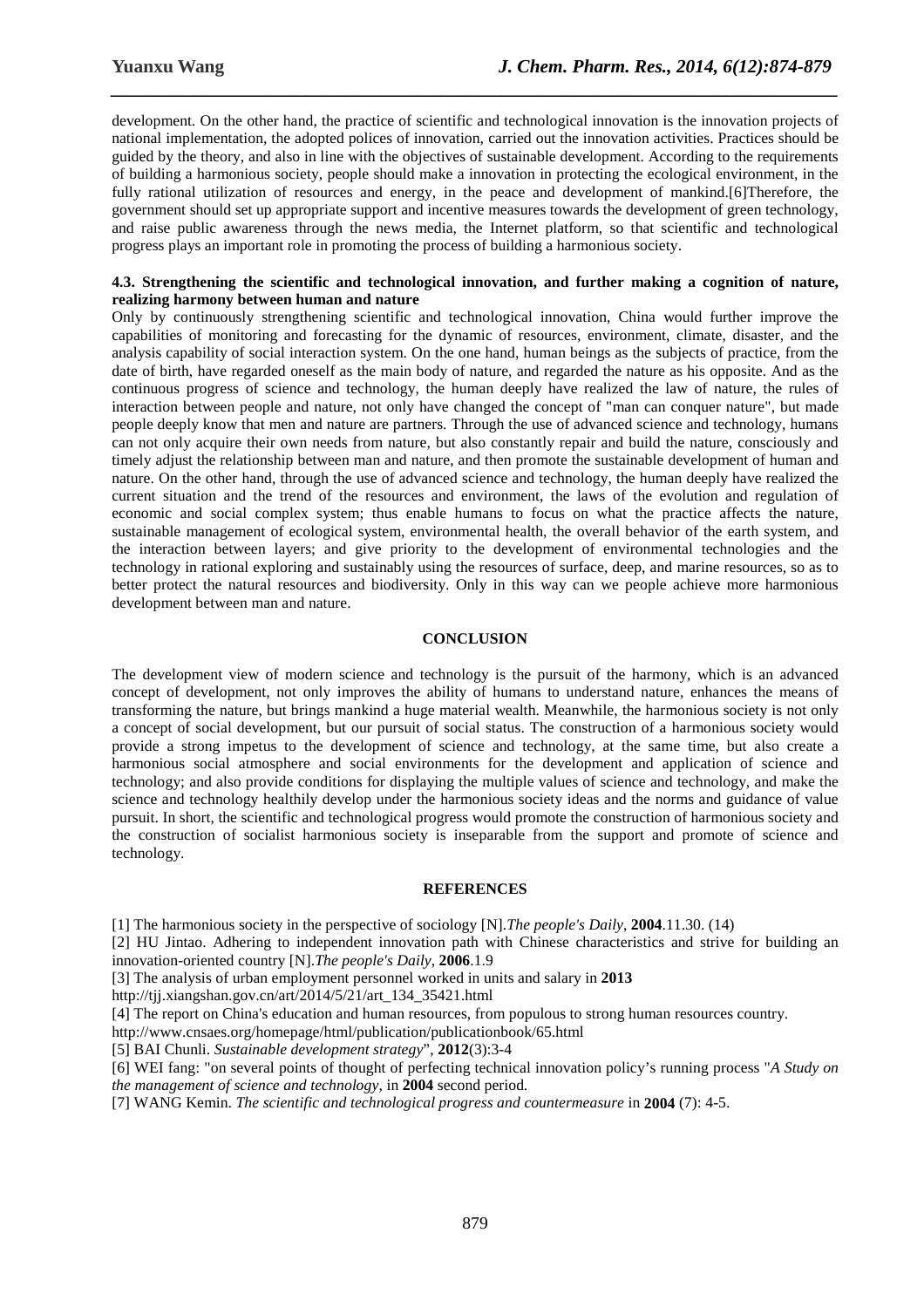development. On the other hand, the practice of scientific and technological innovation is the innovation projects of national implementation, the adopted polices of innovation, carried out the innovation activities. Practices should be guided by the theory, and also in line with the objectives of sustainable development. According to the requirements of building a harmonious society, people should make a innovation in protecting the ecological environment, in the fully rational utilization of resources and energy, in the peace and development of mankind.[6]Therefore, the government should set up appropriate support and incentive measures towards the development of green technology, and raise public awareness through the news media, the Internet platform, so that scientific and technological progress plays an important role in promoting the process of building a harmonious society.

#### 4.3. Strengthening the scientific and technological innovation, and further making a cognition of nature, realizing harmony between human and nature

Only by continuously strengthening scientific and technological innovation, China would further improve the capabilities of monitoring and forecasting for the dynamic of resources, environment, climate, disaster, and the analysis capability of social interaction system. On the one hand, human beings as the subjects of practice, from the date of birth, have regarded oneself as the main body of nature, and regarded the nature as his opposite. And as the continuous progress of science and technology, the human deeply have realized the law of nature, the rules of interaction between people and nature, not only have changed the concept of "man can conquer nature", but made people deeply know that men and nature are partners. Through the use of advanced science and technology, humans can not only acquire their own needs from nature, but also constantly repair and build the nature, consciously and timely adjust the relationship between man and nature, and then promote the sustainable development of human and nature. On the other hand, through the use of advanced science and technology, the human deeply have realized the current situation and the trend of the resources and environment, the laws of the evolution and regulation of economic and social complex system; thus enable humans to focus on what the practice affects the nature, sustainable management of ecological system, environmental health, the overall behavior of the earth system, and the interaction between layers; and give priority to the development of environmental technologies and the technology in rational exploring and sustainably using the resources of surface, deep, and marine resources, so as to better protect the natural resources and biodiversity. Only in this way can we people achieve more harmonious development between man and nature.

## CONCLUSION

The development view of modern science and technology is the pursuit of the harmony, which is an advanced concept of development, not only improves the ability of humans to understand nature, enhances the means of transforming the nature, but brings mankind a huge material wealth. Meanwhile, the harmonious society is not only a concept of social development, but our pursuit of social status. The construction of a harmonious society would provide a strong impetus to the development of science and technology, at the same time, but also create a harmonious social atmosphere and social environments for the development and application of science and technology; and also provide conditions for displaying the multiple values of science and technology, and make the science and technology healthily develop under the harmonious society ideas and the norms and guidance of value pursuit. In short, the scientific and technological progress would promote the construction of harmonious society and the construction of socialist harmonious society is inseparable from the support and promote of science and technology.

## REFERENCES

[1] The harmonious society in the perspective of sociology [N].*The people's Daily*, **2004**.11.30. (14)

[2] HU Jintao. Adhering to independent innovation path with Chinese characteristics and strive for building an innovation-oriented country [N].*The people's Daily*, **2006**.1.9

[3] The analysis of urban employment personnel worked in units and salary in **2013**
http://tjj.xiangshan.gov.cn/art/2014/5/21/art_134_35421.html

[4] The report on China's education and human resources, from populous to strong human resources country.
http://www.cnsaes.org/homepage/html/publication/publicationbook/65.html

[5] BAI Chunli. *Sustainable development strategy*", **2012**(3):3-4

[6] WEI fang: "on several points of thought of perfecting technical innovation policy's running process "*A Study on the management of science and technology,* in **2004** second period.

[7] WANG Kemin. *The scientific and technological progress and countermeasure* in **2004** (7): 4-5.